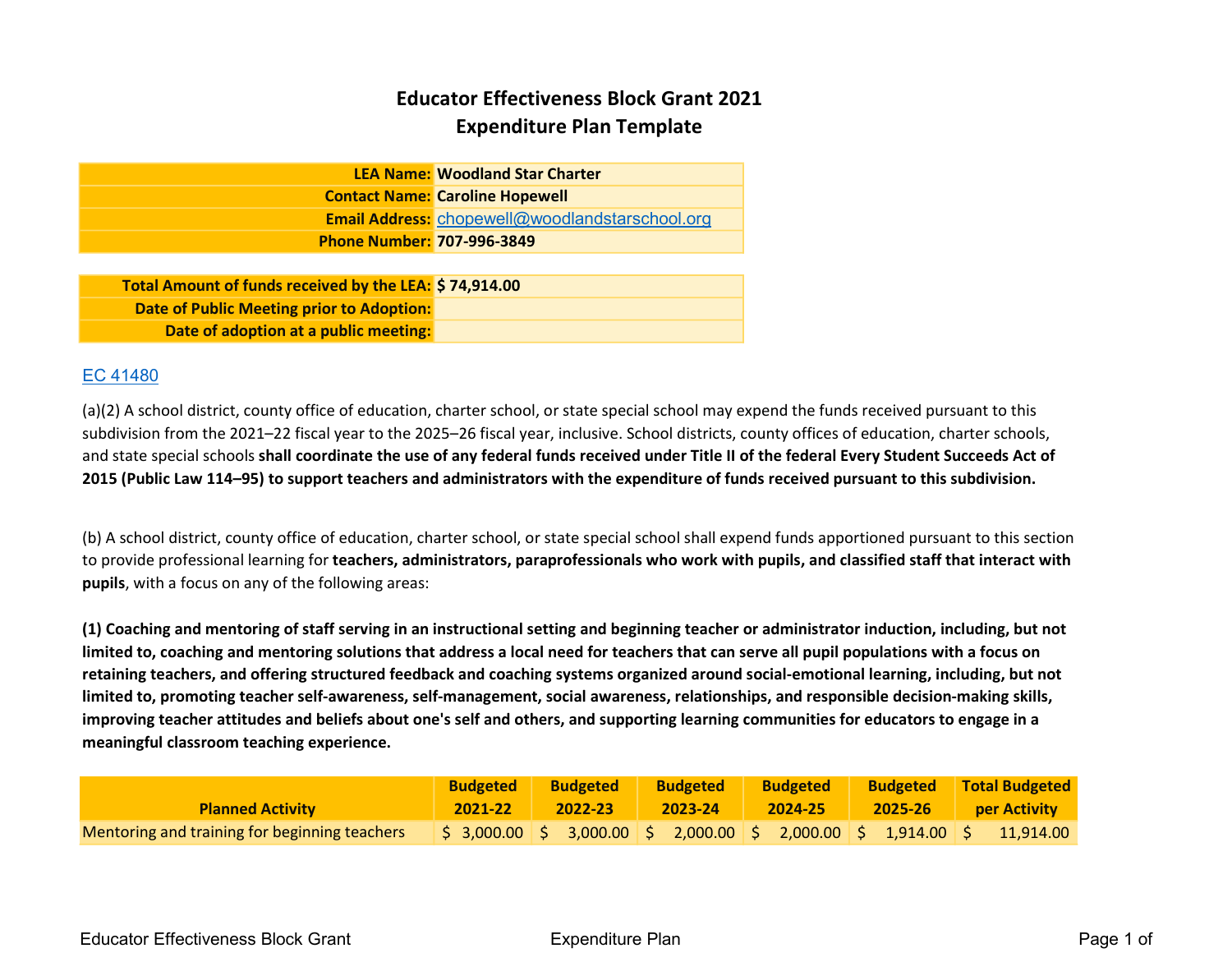# Educator Effectiveness Block Grant 2021
## Expenditure Plan Template

| | |
|---:|---|
| **LEA Name:** | **Woodland Star Charter** |
| **Contact Name:** | **Caroline Hopewell** |
| **Email Address:** | chopewell@woodlandstarschool.org |
| **Phone Number:** | **707-996-3849** |

| | |
|---:|---|
| **Total Amount of funds received by the LEA:** | **$ 74,914.00** |
| **Date of Public Meeting prior to Adoption:** | |
| **Date of adoption at a public meeting:** | |

EC 41480

(a)(2) A school district, county office of education, charter school, or state special school may expend the funds received pursuant to this subdivision from the 2021–22 fiscal year to the 2025–26 fiscal year, inclusive. School districts, county offices of education, charter schools, and state special schools **shall coordinate the use of any federal funds received under Title II of the federal Every Student Succeeds Act of 2015 (Public Law 114–95) to support teachers and administrators with the expenditure of funds received pursuant to this subdivision.**

(b) A school district, county office of education, charter school, or state special school shall expend funds apportioned pursuant to this section to provide professional learning for **teachers, administrators, paraprofessionals who work with pupils, and classified staff that interact with pupils**, with a focus on any of the following areas:

**(1) Coaching and mentoring of staff serving in an instructional setting and beginning teacher or administrator induction, including, but not limited to, coaching and mentoring solutions that address a local need for teachers that can serve all pupil populations with a focus on retaining teachers, and offering structured feedback and coaching systems organized around social-emotional learning, including, but not limited to, promoting teacher self-awareness, self-management, social awareness, relationships, and responsible decision-making skills, improving teacher attitudes and beliefs about one's self and others, and supporting learning communities for educators to engage in a meaningful classroom teaching experience.**

| Planned Activity | Budgeted 2021-22 | Budgeted 2022-23 | Budgeted 2023-24 | Budgeted 2024-25 | Budgeted 2025-26 | Total Budgeted per Activity |
|---|---|---|---|---|---|---|
| Mentoring and training for beginning teachers | $ 3,000.00 | $ 3,000.00 | $ 2,000.00 | $ 2,000.00 | $ 1,914.00 | $ 11,914.00 |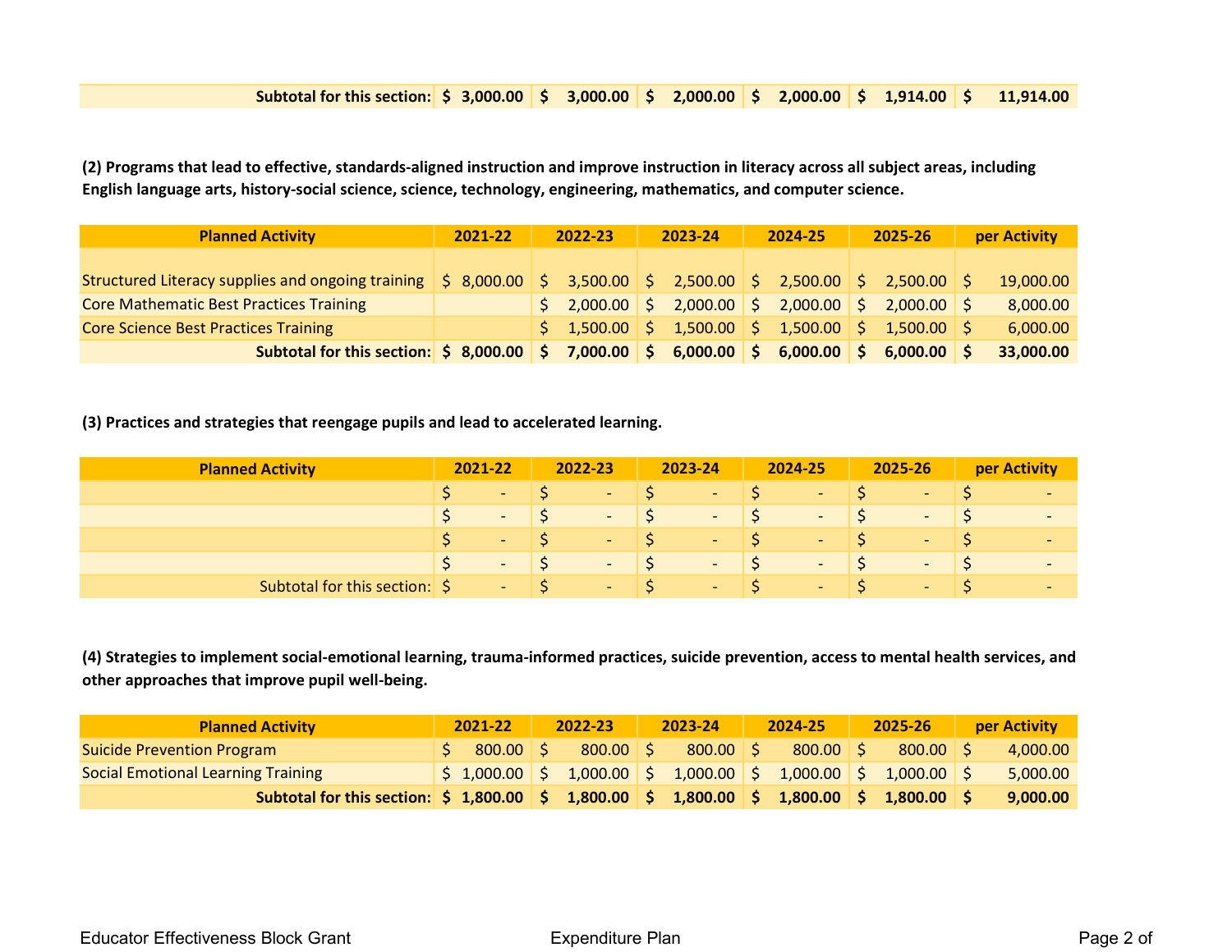| | | | | | | |
|---|---|---|---|---|---|---|
| **Subtotal for this section:** | **$ 3,000.00** | **$ 3,000.00** | **$ 2,000.00** | **$ 2,000.00** | **$ 1,914.00** | **$ 11,914.00** |

**(2) Programs that lead to effective, standards-aligned instruction and improve instruction in literacy across all subject areas, including English language arts, history-social science, science, technology, engineering, mathematics, and computer science.**

| Planned Activity | 2021-22 | 2022-23 | 2023-24 | 2024-25 | 2025-26 | per Activity |
|---|---|---|---|---|---|---|
| | | | | | | |
| Structured Literacy supplies and ongoing training | $ 8,000.00 | $ 3,500.00 | $ 2,500.00 | $ 2,500.00 | $ 2,500.00 | $ 19,000.00 |
| Core Mathematic Best Practices Training | | $ 2,000.00 | $ 2,000.00 | $ 2,000.00 | $ 2,000.00 | $ 8,000.00 |
| Core Science Best Practices Training | | $ 1,500.00 | $ 1,500.00 | $ 1,500.00 | $ 1,500.00 | $ 6,000.00 |
| **Subtotal for this section:** | **$ 8,000.00** | **$ 7,000.00** | **$ 6,000.00** | **$ 6,000.00** | **$ 6,000.00** | **$ 33,000.00** |

**(3) Practices and strategies that reengage pupils and lead to accelerated learning.**

| Planned Activity | 2021-22 | 2022-23 | 2023-24 | 2024-25 | 2025-26 | per Activity |
|---|---|---|---|---|---|---|
| | $ - | $ - | $ - | $ - | $ - | $ - |
| | $ - | $ - | $ - | $ - | $ - | $ - |
| | $ - | $ - | $ - | $ - | $ - | $ - |
| | $ - | $ - | $ - | $ - | $ - | $ - |
| Subtotal for this section: | $ - | $ - | $ - | $ - | $ - | $ - |

**(4) Strategies to implement social-emotional learning, trauma-informed practices, suicide prevention, access to mental health services, and other approaches that improve pupil well-being.**

| Planned Activity | 2021-22 | 2022-23 | 2023-24 | 2024-25 | 2025-26 | per Activity |
|---|---|---|---|---|---|---|
| Suicide Prevention Program | $ 800.00 | $ 800.00 | $ 800.00 | $ 800.00 | $ 800.00 | $ 4,000.00 |
| Social Emotional Learning Training | $ 1,000.00 | $ 1,000.00 | $ 1,000.00 | $ 1,000.00 | $ 1,000.00 | $ 5,000.00 |
| **Subtotal for this section:** | **$ 1,800.00** | **$ 1,800.00** | **$ 1,800.00** | **$ 1,800.00** | **$ 1,800.00** | **$ 9,000.00** |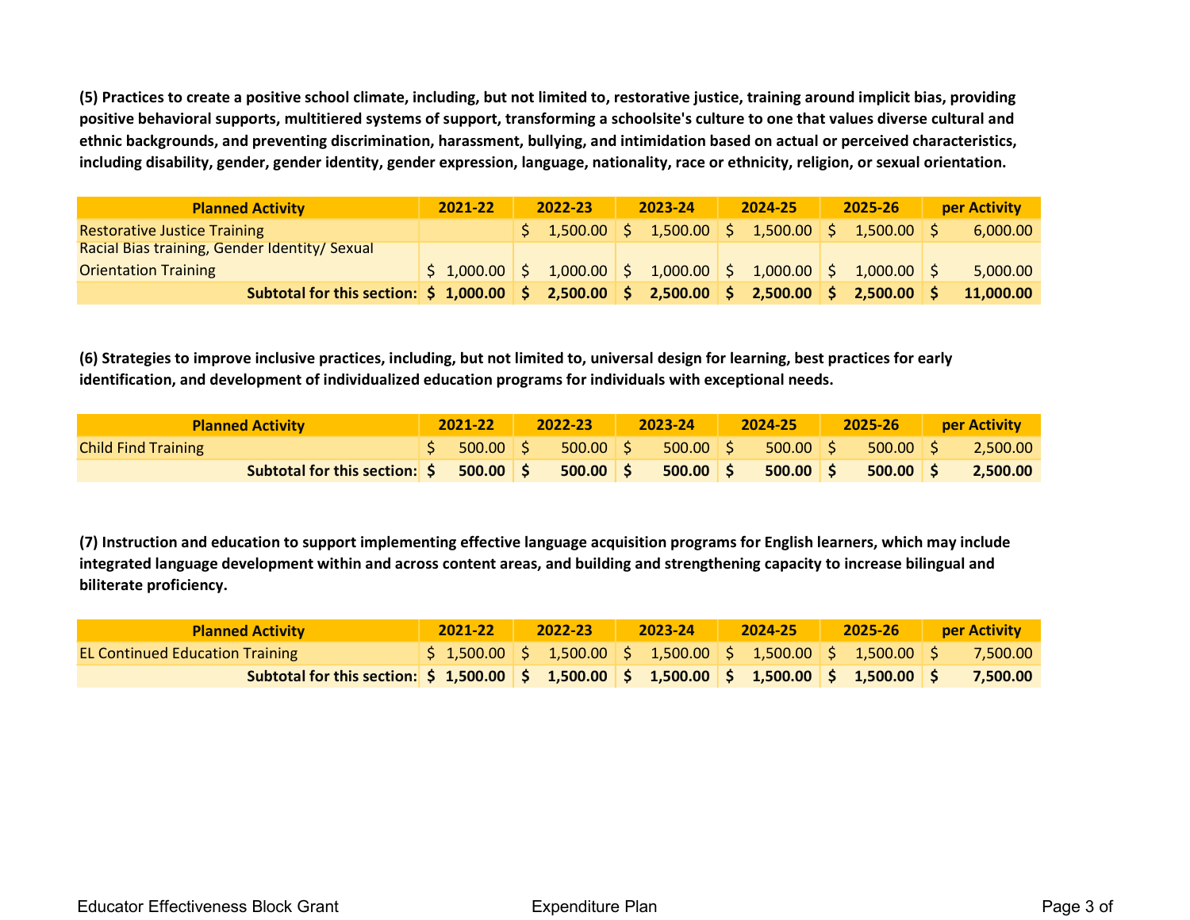**(5) Practices to create a positive school climate, including, but not limited to, restorative justice, training around implicit bias, providing positive behavioral supports, multitiered systems of support, transforming a schoolsite's culture to one that values diverse cultural and ethnic backgrounds, and preventing discrimination, harassment, bullying, and intimidation based on actual or perceived characteristics, including disability, gender, gender identity, gender expression, language, nationality, race or ethnicity, religion, or sexual orientation.**

| Planned Activity | 2021-22 | 2022-23 | 2023-24 | 2024-25 | 2025-26 | per Activity |
|---|---|---|---|---|---|---|
| Restorative Justice Training | | $ 1,500.00 | $ 1,500.00 | $ 1,500.00 | $ 1,500.00 | $ 6,000.00 |
| Racial Bias training, Gender Identity/ Sexual Orientation Training | $ 1,000.00 | $ 1,000.00 | $ 1,000.00 | $ 1,000.00 | $ 1,000.00 | $ 5,000.00 |
| **Subtotal for this section:** | **$ 1,000.00** | **$ 2,500.00** | **$ 2,500.00** | **$ 2,500.00** | **$ 2,500.00** | **$ 11,000.00** |

**(6) Strategies to improve inclusive practices, including, but not limited to, universal design for learning, best practices for early identification, and development of individualized education programs for individuals with exceptional needs.**

| Planned Activity | 2021-22 | 2022-23 | 2023-24 | 2024-25 | 2025-26 | per Activity |
|---|---|---|---|---|---|---|
| Child Find Training | $ 500.00 | $ 500.00 | $ 500.00 | $ 500.00 | $ 500.00 | $ 2,500.00 |
| **Subtotal for this section:** | **$ 500.00** | **$ 500.00** | **$ 500.00** | **$ 500.00** | **$ 500.00** | **$ 2,500.00** |

**(7) Instruction and education to support implementing effective language acquisition programs for English learners, which may include integrated language development within and across content areas, and building and strengthening capacity to increase bilingual and biliterate proficiency.**

| Planned Activity | 2021-22 | 2022-23 | 2023-24 | 2024-25 | 2025-26 | per Activity |
|---|---|---|---|---|---|---|
| EL Continued Education Training | $ 1,500.00 | $ 1,500.00 | $ 1,500.00 | $ 1,500.00 | $ 1,500.00 | $ 7,500.00 |
| **Subtotal for this section:** | **$ 1,500.00** | **$ 1,500.00** | **$ 1,500.00** | **$ 1,500.00** | **$ 1,500.00** | **$ 7,500.00** |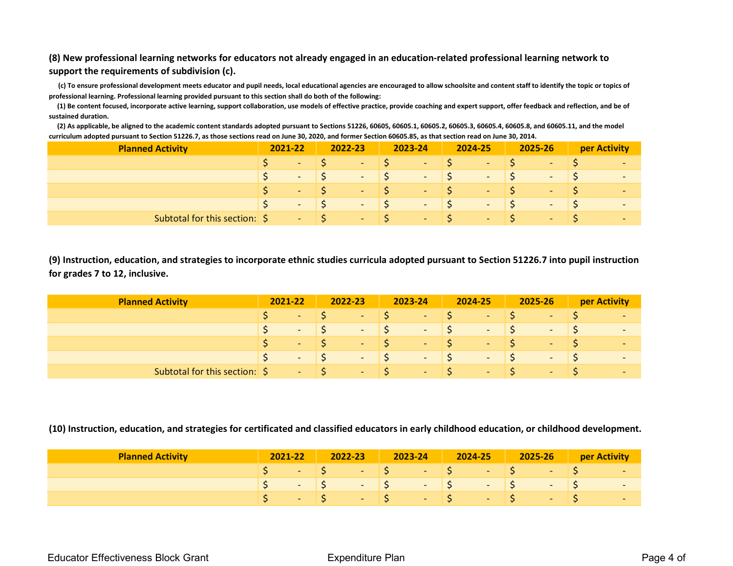**(8) New professional learning networks for educators not already engaged in an education-related professional learning network to support the requirements of subdivision (c).**

**(c) To ensure professional development meets educator and pupil needs, local educational agencies are encouraged to allow schoolsite and content staff to identify the topic or topics of professional learning. Professional learning provided pursuant to this section shall do both of the following:**

**(1) Be content focused, incorporate active learning, support collaboration, use models of effective practice, provide coaching and expert support, offer feedback and reflection, and be of sustained duration.**

**(2) As applicable, be aligned to the academic content standards adopted pursuant to Sections 51226, 60605, 60605.1, 60605.2, 60605.3, 60605.4, 60605.8, and 60605.11, and the model curriculum adopted pursuant to Section 51226.7, as those sections read on June 30, 2020, and former Section 60605.85, as that section read on June 30, 2014.**

| Planned Activity | 2021-22 | 2022-23 | 2023-24 | 2024-25 | 2025-26 | per Activity |
|---|---|---|---|---|---|---|
| | $ - | $ - | $ - | $ - | $ - | $ - |
| | $ - | $ - | $ - | $ - | $ - | $ - |
| | $ - | $ - | $ - | $ - | $ - | $ - |
| | $ - | $ - | $ - | $ - | $ - | $ - |
| Subtotal for this section: | $ - | $ - | $ - | $ - | $ - | $ - |

**(9) Instruction, education, and strategies to incorporate ethnic studies curricula adopted pursuant to Section 51226.7 into pupil instruction for grades 7 to 12, inclusive.**

| Planned Activity | 2021-22 | 2022-23 | 2023-24 | 2024-25 | 2025-26 | per Activity |
|---|---|---|---|---|---|---|
| | $ - | $ - | $ - | $ - | $ - | $ - |
| | $ - | $ - | $ - | $ - | $ - | $ - |
| | $ - | $ - | $ - | $ - | $ - | $ - |
| | $ - | $ - | $ - | $ - | $ - | $ - |
| Subtotal for this section: | $ - | $ - | $ - | $ - | $ - | $ - |

**(10) Instruction, education, and strategies for certificated and classified educators in early childhood education, or childhood development.**

| Planned Activity | 2021-22 | 2022-23 | 2023-24 | 2024-25 | 2025-26 | per Activity |
|---|---|---|---|---|---|---|
| | $ - | $ - | $ - | $ - | $ - | $ - |
| | $ - | $ - | $ - | $ - | $ - | $ - |
| | $ - | $ - | $ - | $ - | $ - | $ - |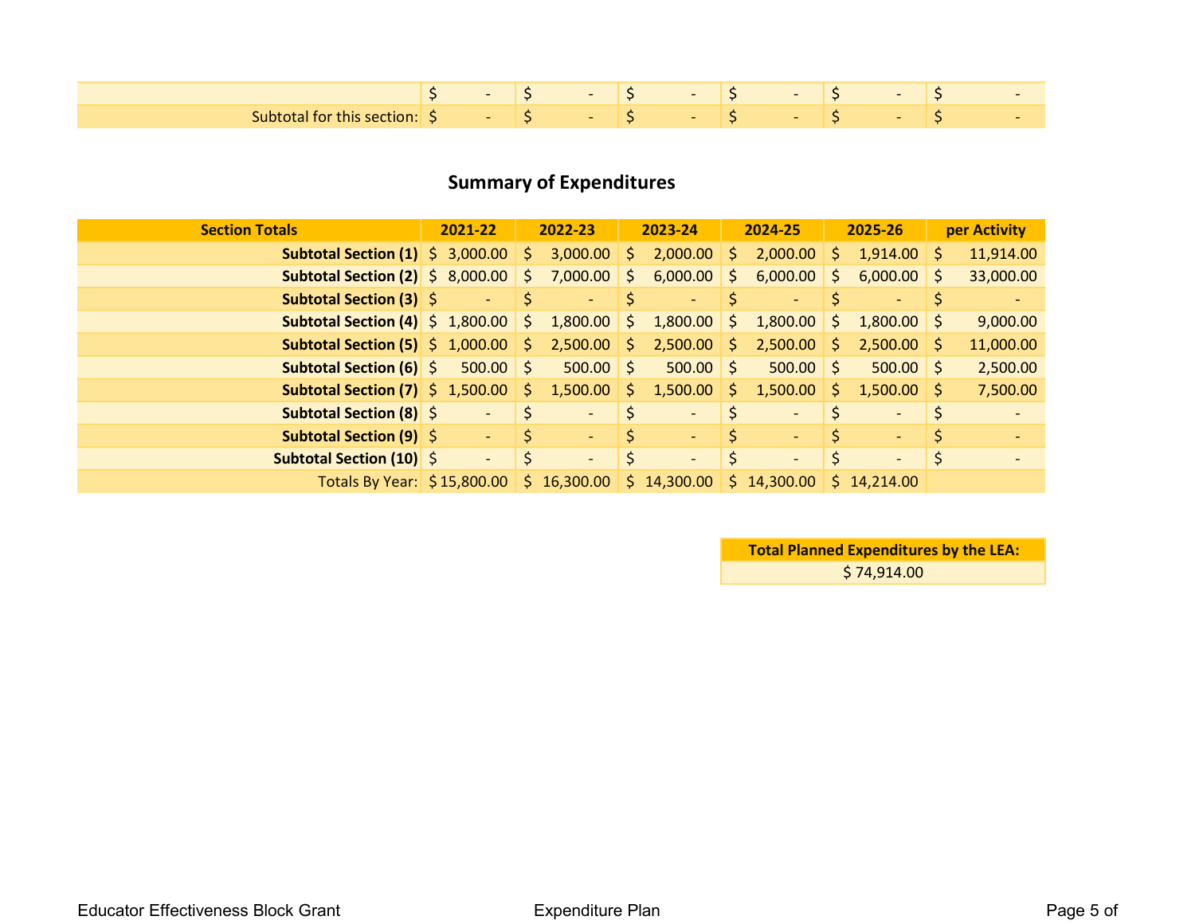| | | | | | | |
|---|---|---|---|---|---|---|
| | $ - | $ - | $ - | $ - | $ - | $ - |
| Subtotal for this section: | $ - | $ - | $ - | $ - | $ - | $ - |

## Summary of Expenditures

| Section Totals | 2021-22 | 2022-23 | 2023-24 | 2024-25 | 2025-26 | per Activity |
|---|---|---|---|---|---|---|
| **Subtotal Section (1)** | $ 3,000.00 | $ 3,000.00 | $ 2,000.00 | $ 2,000.00 | $ 1,914.00 | $ 11,914.00 |
| **Subtotal Section (2)** | $ 8,000.00 | $ 7,000.00 | $ 6,000.00 | $ 6,000.00 | $ 6,000.00 | $ 33,000.00 |
| **Subtotal Section (3)** | $ - | $ - | $ - | $ - | $ - | $ - |
| **Subtotal Section (4)** | $ 1,800.00 | $ 1,800.00 | $ 1,800.00 | $ 1,800.00 | $ 1,800.00 | $ 9,000.00 |
| **Subtotal Section (5)** | $ 1,000.00 | $ 2,500.00 | $ 2,500.00 | $ 2,500.00 | $ 2,500.00 | $ 11,000.00 |
| **Subtotal Section (6)** | $ 500.00 | $ 500.00 | $ 500.00 | $ 500.00 | $ 500.00 | $ 2,500.00 |
| **Subtotal Section (7)** | $ 1,500.00 | $ 1,500.00 | $ 1,500.00 | $ 1,500.00 | $ 1,500.00 | $ 7,500.00 |
| **Subtotal Section (8)** | $ - | $ - | $ - | $ - | $ - | $ - |
| **Subtotal Section (9)** | $ - | $ - | $ - | $ - | $ - | $ - |
| **Subtotal Section (10)** | $ - | $ - | $ - | $ - | $ - | $ - |
| Totals By Year: | $ 15,800.00 | $ 16,300.00 | $ 14,300.00 | $ 14,300.00 | $ 14,214.00 | |

| Total Planned Expenditures by the LEA: |
|---|
| $ 74,914.00 |